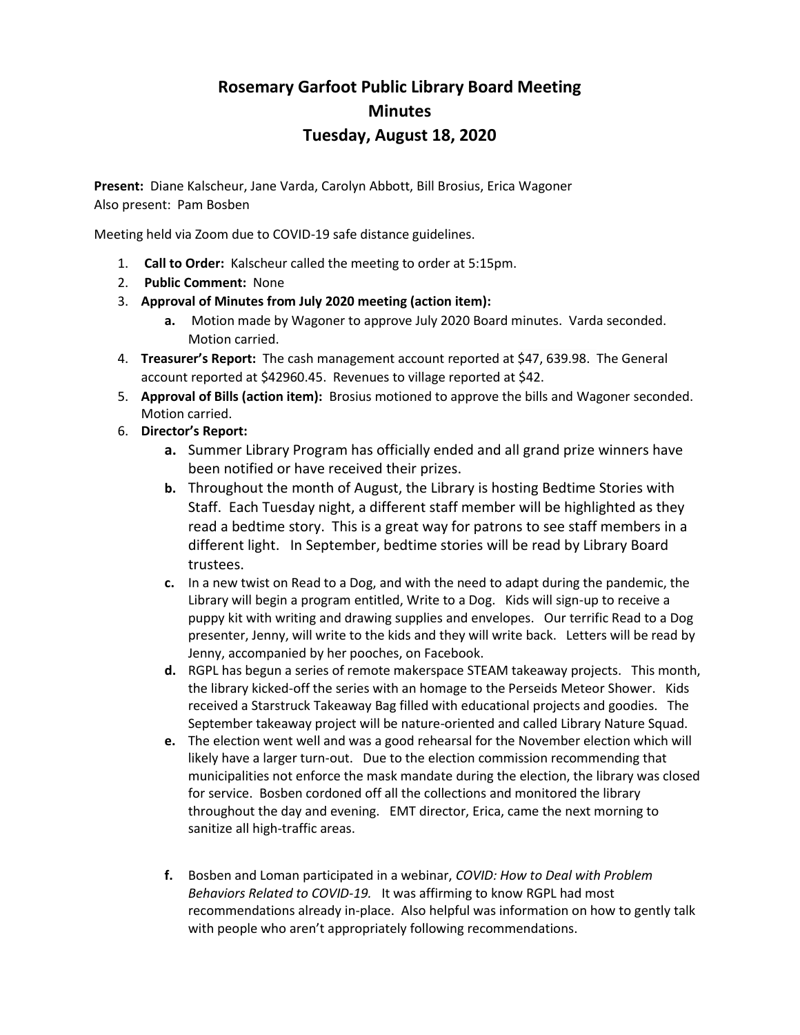# Rosemary Garfoot Public Library Board Meeting
# Minutes
# Tuesday, August 18, 2020

**Present:** Diane Kalscheur, Jane Varda, Carolyn Abbott, Bill Brosius, Erica Wagoner
Also present: Pam Bosben

Meeting held via Zoom due to COVID-19 safe distance guidelines.

1. **Call to Order:** Kalscheur called the meeting to order at 5:15pm.
2. **Public Comment:** None
3. **Approval of Minutes from July 2020 meeting (action item):**
   a. Motion made by Wagoner to approve July 2020 Board minutes. Varda seconded. Motion carried.
4. **Treasurer's Report:** The cash management account reported at $47, 639.98. The General account reported at $42960.45. Revenues to village reported at $42.
5. **Approval of Bills (action item):** Brosius motioned to approve the bills and Wagoner seconded. Motion carried.
6. **Director's Report:**
   a. Summer Library Program has officially ended and all grand prize winners have been notified or have received their prizes.
   b. Throughout the month of August, the Library is hosting Bedtime Stories with Staff. Each Tuesday night, a different staff member will be highlighted as they read a bedtime story. This is a great way for patrons to see staff members in a different light. In September, bedtime stories will be read by Library Board trustees.
   c. In a new twist on Read to a Dog, and with the need to adapt during the pandemic, the Library will begin a program entitled, Write to a Dog. Kids will sign-up to receive a puppy kit with writing and drawing supplies and envelopes. Our terrific Read to a Dog presenter, Jenny, will write to the kids and they will write back. Letters will be read by Jenny, accompanied by her pooches, on Facebook.
   d. RGPL has begun a series of remote makerspace STEAM takeaway projects. This month, the library kicked-off the series with an homage to the Perseids Meteor Shower. Kids received a Starstruck Takeaway Bag filled with educational projects and goodies. The September takeaway project will be nature-oriented and called Library Nature Squad.
   e. The election went well and was a good rehearsal for the November election which will likely have a larger turn-out. Due to the election commission recommending that municipalities not enforce the mask mandate during the election, the library was closed for service. Bosben cordoned off all the collections and monitored the library throughout the day and evening. EMT director, Erica, came the next morning to sanitize all high-traffic areas.
   f. Bosben and Loman participated in a webinar, *COVID: How to Deal with Problem Behaviors Related to COVID-19.* It was affirming to know RGPL had most recommendations already in-place. Also helpful was information on how to gently talk with people who aren't appropriately following recommendations.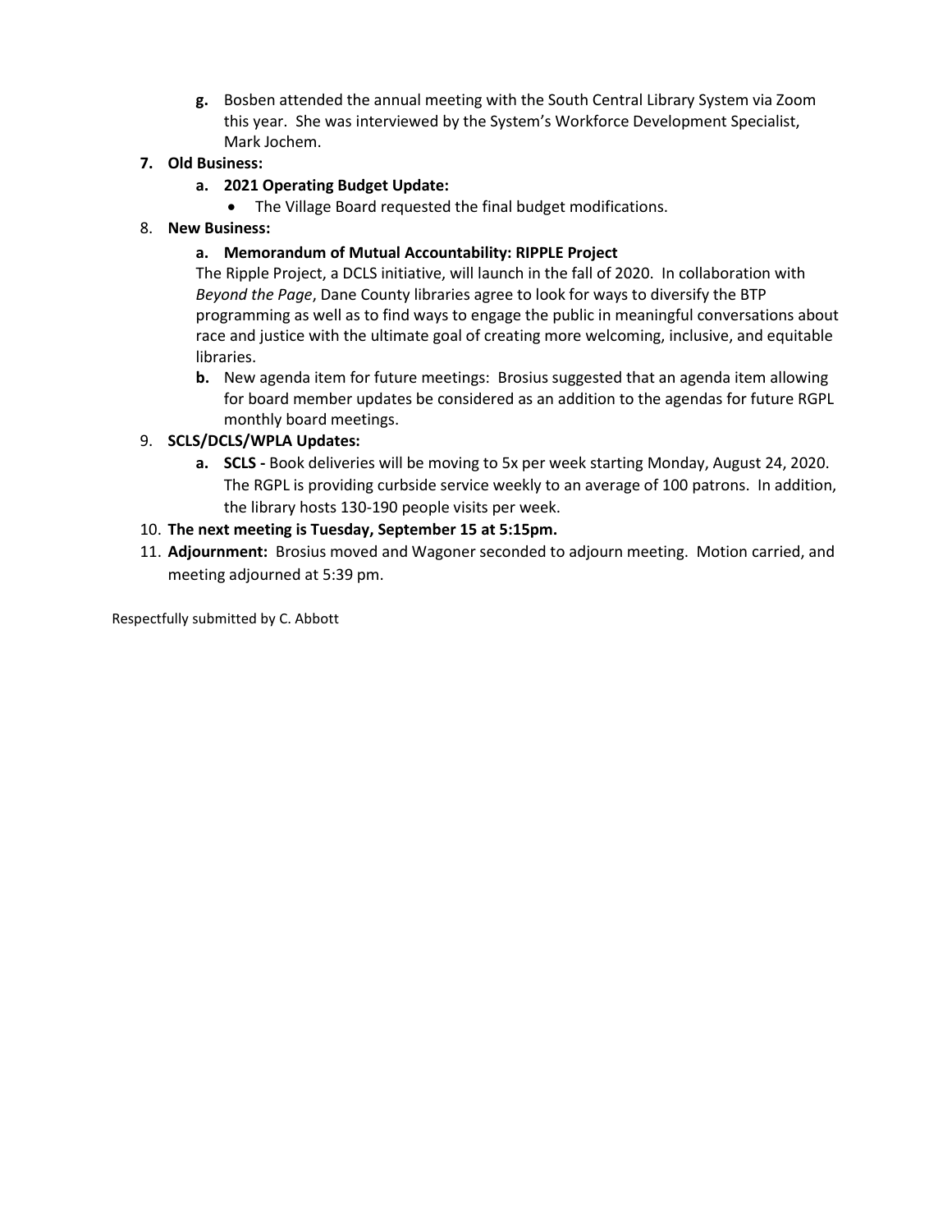g. Bosben attended the annual meeting with the South Central Library System via Zoom this year. She was interviewed by the System's Workforce Development Specialist, Mark Jochem.

7. **Old Business:**
   a. **2021 Operating Budget Update:**
      - The Village Board requested the final budget modifications.

8. **New Business:**
   a. **Memorandum of Mutual Accountability: RIPPLE Project**
   The Ripple Project, a DCLS initiative, will launch in the fall of 2020. In collaboration with *Beyond the Page*, Dane County libraries agree to look for ways to diversify the BTP programming as well as to find ways to engage the public in meaningful conversations about race and justice with the ultimate goal of creating more welcoming, inclusive, and equitable libraries.
   b. New agenda item for future meetings: Brosius suggested that an agenda item allowing for board member updates be considered as an addition to the agendas for future RGPL monthly board meetings.

9. **SCLS/DCLS/WPLA Updates:**
   a. **SCLS -** Book deliveries will be moving to 5x per week starting Monday, August 24, 2020. The RGPL is providing curbside service weekly to an average of 100 patrons. In addition, the library hosts 130-190 people visits per week.

10. **The next meeting is Tuesday, September 15 at 5:15pm.**

11. **Adjournment:** Brosius moved and Wagoner seconded to adjourn meeting. Motion carried, and meeting adjourned at 5:39 pm.

Respectfully submitted by C. Abbott